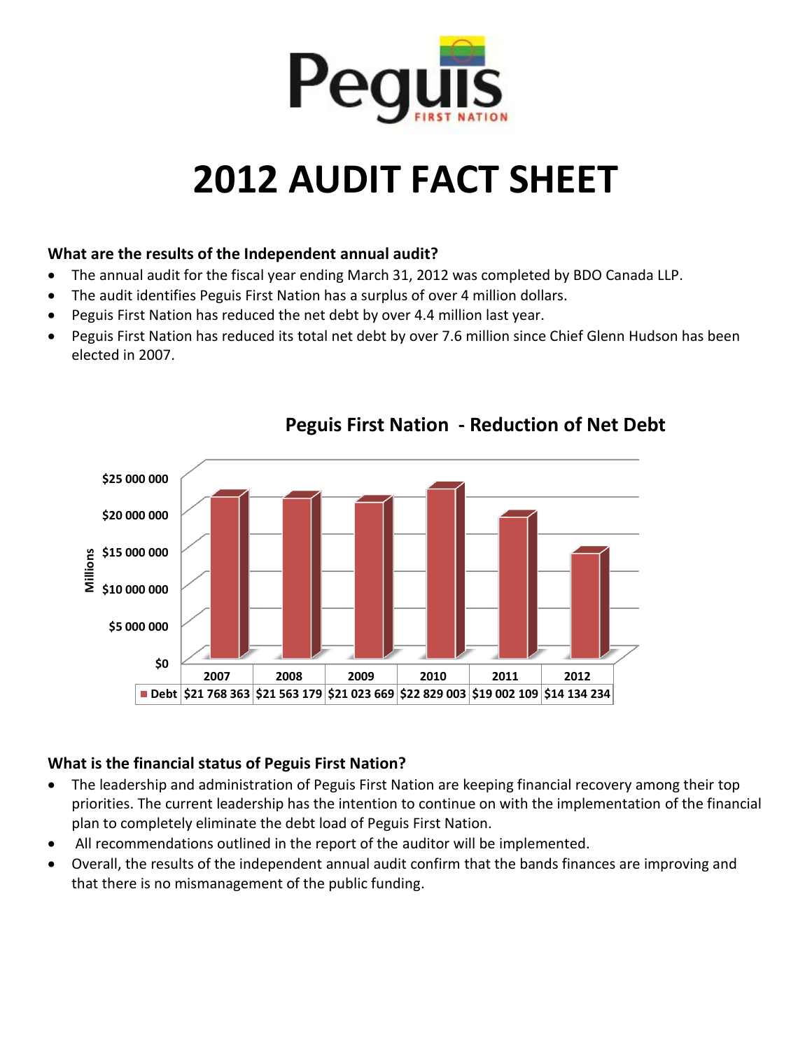# Peguis FIRST NATION

# 2012 AUDIT FACT SHEET

### What are the results of the Independent annual audit?

- The annual audit for the fiscal year ending March 31, 2012 was completed by BDO Canada LLP.
- The audit identifies Peguis First Nation has a surplus of over 4 million dollars.
- Peguis First Nation has reduced the net debt by over 4.4 million last year.
- Peguis First Nation has reduced its total net debt by over 7.6 million since Chief Glenn Hudson has been elected in 2007.

### Peguis First Nation - Reduction of Net Debt

| | 2007 | 2008 | 2009 | 2010 | 2011 | 2012 |
|---|---|---|---|---|---|---|
| Debt | $21 768 363 | $21 563 179 | $21 023 669 | $22 829 003 | $19 002 109 | $14 134 234 |

### What is the financial status of Peguis First Nation?

- The leadership and administration of Peguis First Nation are keeping financial recovery among their top priorities. The current leadership has the intention to continue on with the implementation of the financial plan to completely eliminate the debt load of Peguis First Nation.
- All recommendations outlined in the report of the auditor will be implemented.
- Overall, the results of the independent annual audit confirm that the bands finances are improving and that there is no mismanagement of the public funding.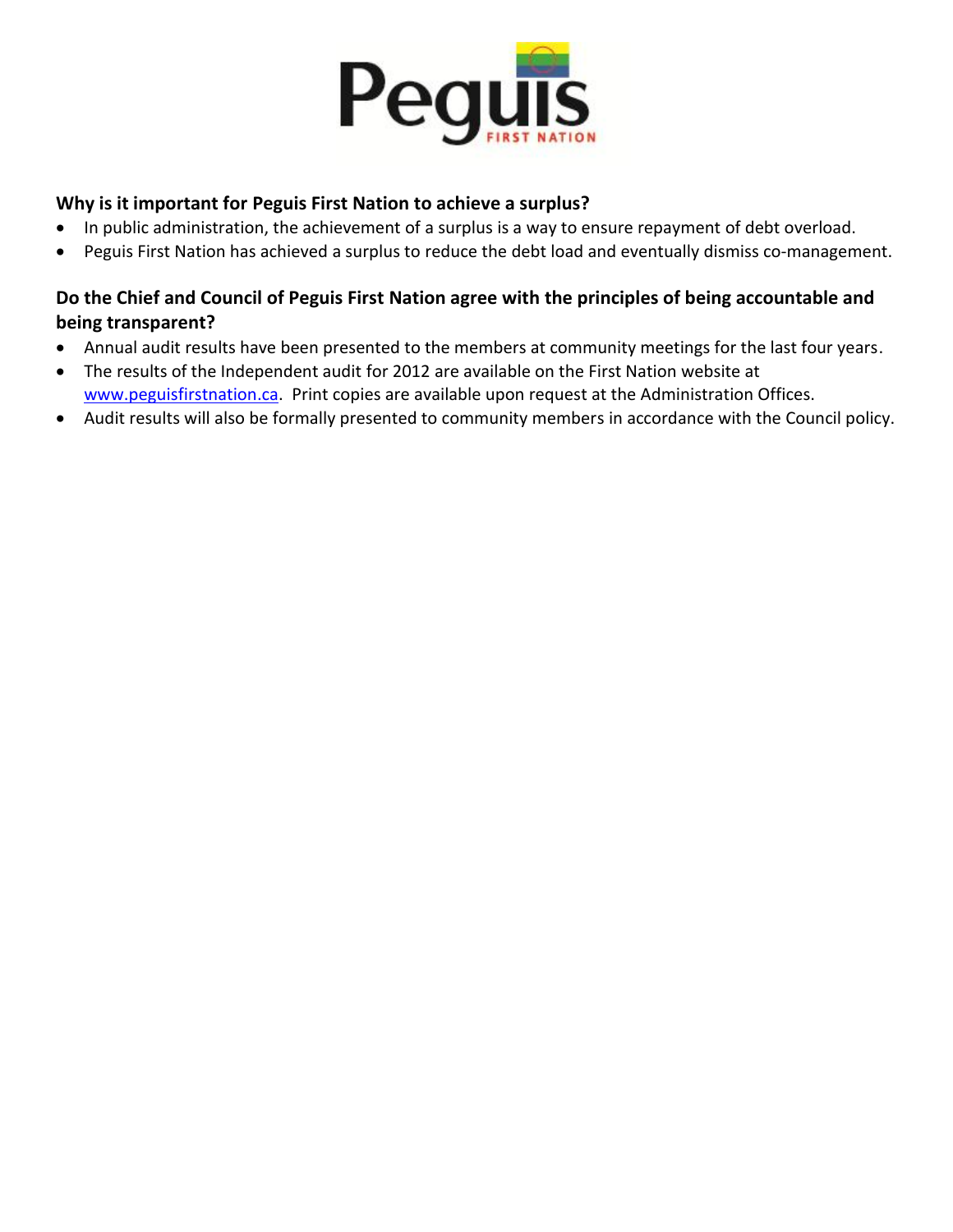**Why is it important for Peguis First Nation to achieve a surplus?**

- In public administration, the achievement of a surplus is a way to ensure repayment of debt overload.
- Peguis First Nation has achieved a surplus to reduce the debt load and eventually dismiss co-management.

**Do the Chief and Council of Peguis First Nation agree with the principles of being accountable and being transparent?**

- Annual audit results have been presented to the members at community meetings for the last four years.
- The results of the Independent audit for 2012 are available on the First Nation website at [www.peguisfirstnation.ca](http://www.peguisfirstnation.ca). Print copies are available upon request at the Administration Offices.
- Audit results will also be formally presented to community members in accordance with the Council policy.